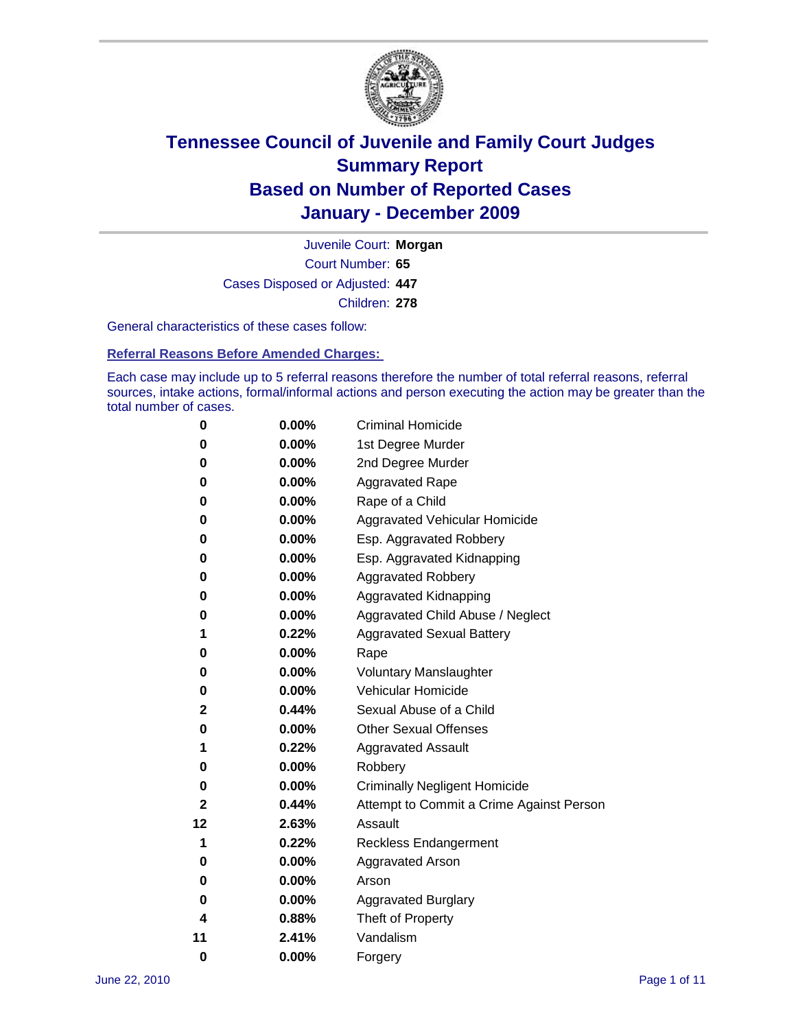# Tennessee Council of Juvenile and Family Court Judges
# Summary Report
# Based on Number of Reported Cases
# January - December 2009

Juvenile Court: **Morgan**

Court Number: **65**

Cases Disposed or Adjusted: **447**

Children: **278**

General characteristics of these cases follow:

## Referral Reasons Before Amended Charges:

Each case may include up to 5 referral reasons therefore the number of total referral reasons, referral sources, intake actions, formal/informal actions and person executing the action may be greater than the total number of cases.

| | | |
|---|---|---|
| 0 | 0.00% | Criminal Homicide |
| 0 | 0.00% | 1st Degree Murder |
| 0 | 0.00% | 2nd Degree Murder |
| 0 | 0.00% | Aggravated Rape |
| 0 | 0.00% | Rape of a Child |
| 0 | 0.00% | Aggravated Vehicular Homicide |
| 0 | 0.00% | Esp. Aggravated Robbery |
| 0 | 0.00% | Esp. Aggravated Kidnapping |
| 0 | 0.00% | Aggravated Robbery |
| 0 | 0.00% | Aggravated Kidnapping |
| 0 | 0.00% | Aggravated Child Abuse / Neglect |
| 1 | 0.22% | Aggravated Sexual Battery |
| 0 | 0.00% | Rape |
| 0 | 0.00% | Voluntary Manslaughter |
| 0 | 0.00% | Vehicular Homicide |
| 2 | 0.44% | Sexual Abuse of a Child |
| 0 | 0.00% | Other Sexual Offenses |
| 1 | 0.22% | Aggravated Assault |
| 0 | 0.00% | Robbery |
| 0 | 0.00% | Criminally Negligent Homicide |
| 2 | 0.44% | Attempt to Commit a Crime Against Person |
| 12 | 2.63% | Assault |
| 1 | 0.22% | Reckless Endangerment |
| 0 | 0.00% | Aggravated Arson |
| 0 | 0.00% | Arson |
| 0 | 0.00% | Aggravated Burglary |
| 4 | 0.88% | Theft of Property |
| 11 | 2.41% | Vandalism |
| 0 | 0.00% | Forgery |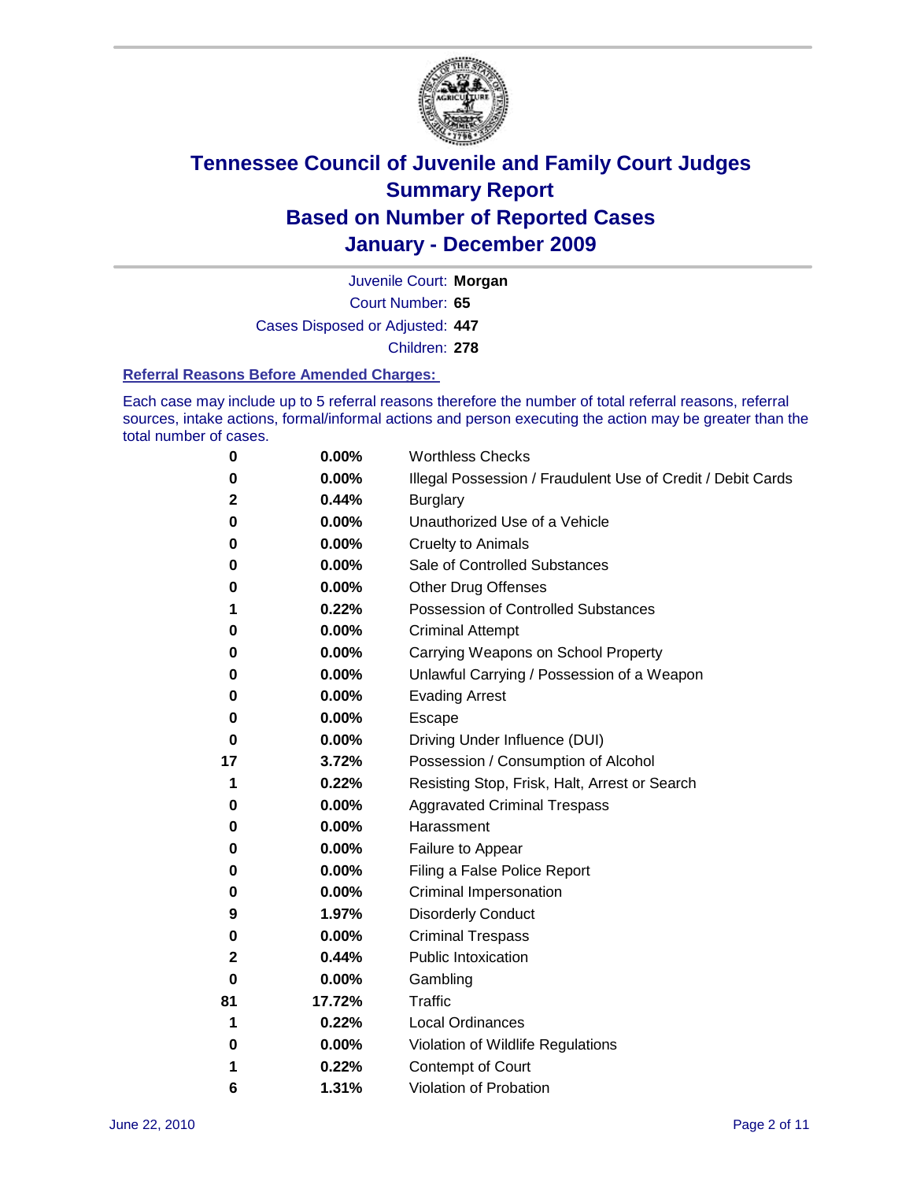# Tennessee Council of Juvenile and Family Court Judges
## Summary Report
## Based on Number of Reported Cases
## January - December 2009

Juvenile Court: **Morgan**
Court Number: **65**
Cases Disposed or Adjusted: **447**
Children: **278**

### Referral Reasons Before Amended Charges:

Each case may include up to 5 referral reasons therefore the number of total referral reasons, referral sources, intake actions, formal/informal actions and person executing the action may be greater than the total number of cases.

| | | |
|---|---|---|
| **0** | **0.00%** | Worthless Checks |
| **0** | **0.00%** | Illegal Possession / Fraudulent Use of Credit / Debit Cards |
| **2** | **0.44%** | Burglary |
| **0** | **0.00%** | Unauthorized Use of a Vehicle |
| **0** | **0.00%** | Cruelty to Animals |
| **0** | **0.00%** | Sale of Controlled Substances |
| **0** | **0.00%** | Other Drug Offenses |
| **1** | **0.22%** | Possession of Controlled Substances |
| **0** | **0.00%** | Criminal Attempt |
| **0** | **0.00%** | Carrying Weapons on School Property |
| **0** | **0.00%** | Unlawful Carrying / Possession of a Weapon |
| **0** | **0.00%** | Evading Arrest |
| **0** | **0.00%** | Escape |
| **0** | **0.00%** | Driving Under Influence (DUI) |
| **17** | **3.72%** | Possession / Consumption of Alcohol |
| **1** | **0.22%** | Resisting Stop, Frisk, Halt, Arrest or Search |
| **0** | **0.00%** | Aggravated Criminal Trespass |
| **0** | **0.00%** | Harassment |
| **0** | **0.00%** | Failure to Appear |
| **0** | **0.00%** | Filing a False Police Report |
| **0** | **0.00%** | Criminal Impersonation |
| **9** | **1.97%** | Disorderly Conduct |
| **0** | **0.00%** | Criminal Trespass |
| **2** | **0.44%** | Public Intoxication |
| **0** | **0.00%** | Gambling |
| **81** | **17.72%** | Traffic |
| **1** | **0.22%** | Local Ordinances |
| **0** | **0.00%** | Violation of Wildlife Regulations |
| **1** | **0.22%** | Contempt of Court |
| **6** | **1.31%** | Violation of Probation |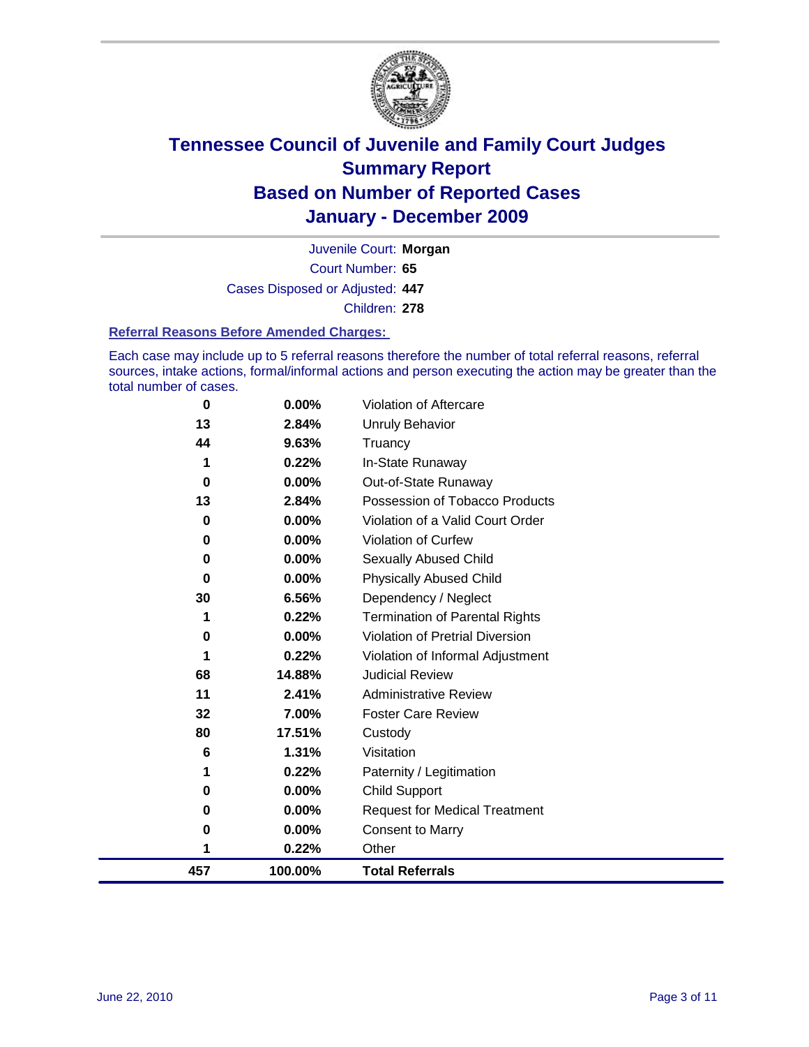# Tennessee Council of Juvenile and Family Court Judges
## Summary Report
## Based on Number of Reported Cases
## January - December 2009

Juvenile Court: **Morgan**

Court Number: **65**

Cases Disposed or Adjusted: **447**

Children: **278**

### Referral Reasons Before Amended Charges:

Each case may include up to 5 referral reasons therefore the number of total referral reasons, referral sources, intake actions, formal/informal actions and person executing the action may be greater than the total number of cases.

| Count | Percent | Referral Reason |
|---|---|---|
| 0 | 0.00% | Violation of Aftercare |
| 13 | 2.84% | Unruly Behavior |
| 44 | 9.63% | Truancy |
| 1 | 0.22% | In-State Runaway |
| 0 | 0.00% | Out-of-State Runaway |
| 13 | 2.84% | Possession of Tobacco Products |
| 0 | 0.00% | Violation of a Valid Court Order |
| 0 | 0.00% | Violation of Curfew |
| 0 | 0.00% | Sexually Abused Child |
| 0 | 0.00% | Physically Abused Child |
| 30 | 6.56% | Dependency / Neglect |
| 1 | 0.22% | Termination of Parental Rights |
| 0 | 0.00% | Violation of Pretrial Diversion |
| 1 | 0.22% | Violation of Informal Adjustment |
| 68 | 14.88% | Judicial Review |
| 11 | 2.41% | Administrative Review |
| 32 | 7.00% | Foster Care Review |
| 80 | 17.51% | Custody |
| 6 | 1.31% | Visitation |
| 1 | 0.22% | Paternity / Legitimation |
| 0 | 0.00% | Child Support |
| 0 | 0.00% | Request for Medical Treatment |
| 0 | 0.00% | Consent to Marry |
| 1 | 0.22% | Other |
| **457** | **100.00%** | **Total Referrals** |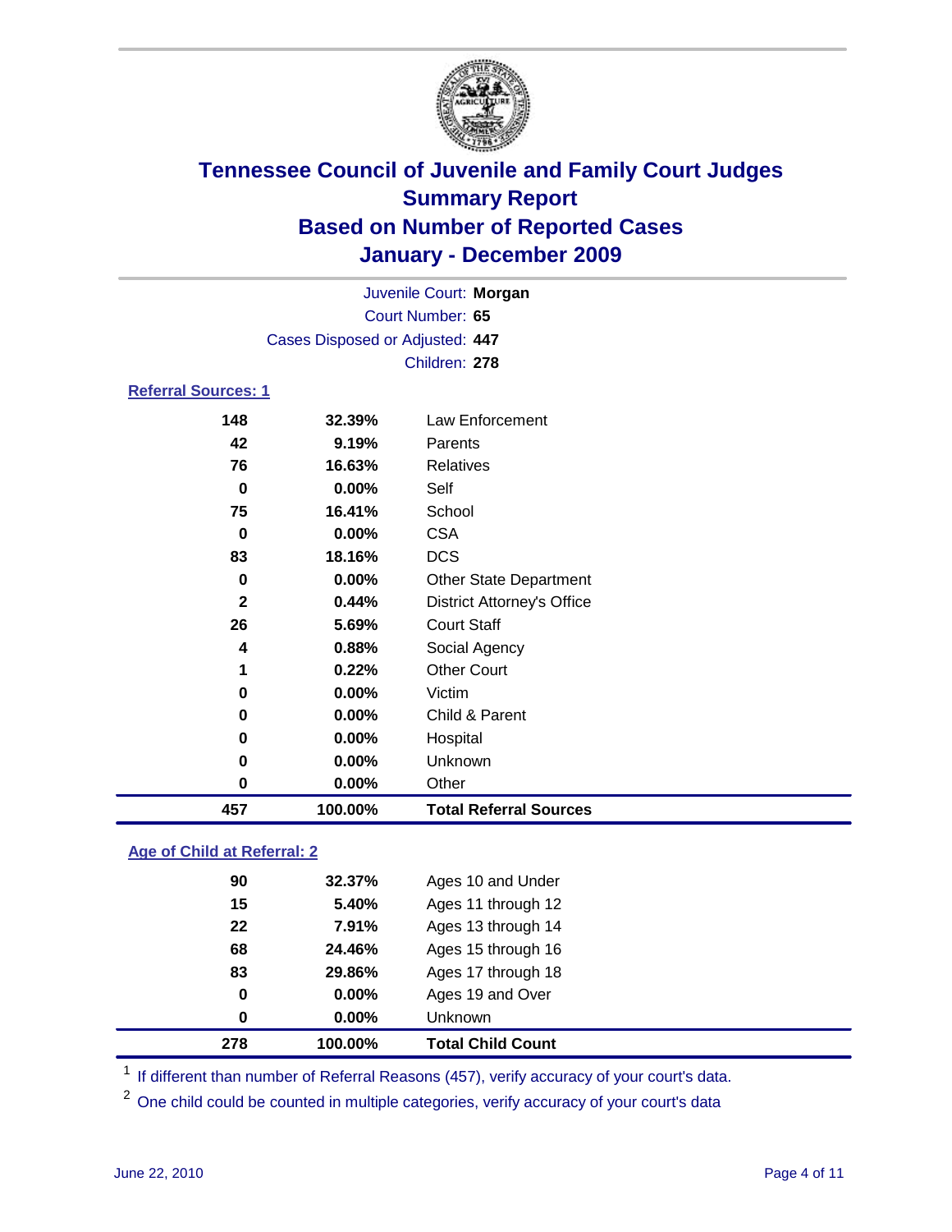# Tennessee Council of Juvenile and Family Court Judges
## Summary Report
## Based on Number of Reported Cases
## January - December 2009

Juvenile Court: **Morgan**

Court Number: **65**

Cases Disposed or Adjusted: **447**

Children: **278**

### Referral Sources: 1

| | | |
|---|---|---|
| 148 | 32.39% | Law Enforcement |
| 42 | 9.19% | Parents |
| 76 | 16.63% | Relatives |
| 0 | 0.00% | Self |
| 75 | 16.41% | School |
| 0 | 0.00% | CSA |
| 83 | 18.16% | DCS |
| 0 | 0.00% | Other State Department |
| 2 | 0.44% | District Attorney's Office |
| 26 | 5.69% | Court Staff |
| 4 | 0.88% | Social Agency |
| 1 | 0.22% | Other Court |
| 0 | 0.00% | Victim |
| 0 | 0.00% | Child & Parent |
| 0 | 0.00% | Hospital |
| 0 | 0.00% | Unknown |
| 0 | 0.00% | Other |
| **457** | **100.00%** | **Total Referral Sources** |

### Age of Child at Referral: 2

| | | |
|---|---|---|
| 90 | 32.37% | Ages 10 and Under |
| 15 | 5.40% | Ages 11 through 12 |
| 22 | 7.91% | Ages 13 through 14 |
| 68 | 24.46% | Ages 15 through 16 |
| 83 | 29.86% | Ages 17 through 18 |
| 0 | 0.00% | Ages 19 and Over |
| 0 | 0.00% | Unknown |
| **278** | **100.00%** | **Total Child Count** |

[1] If different than number of Referral Reasons (457), verify accuracy of your court's data.

[2] One child could be counted in multiple categories, verify accuracy of your court's data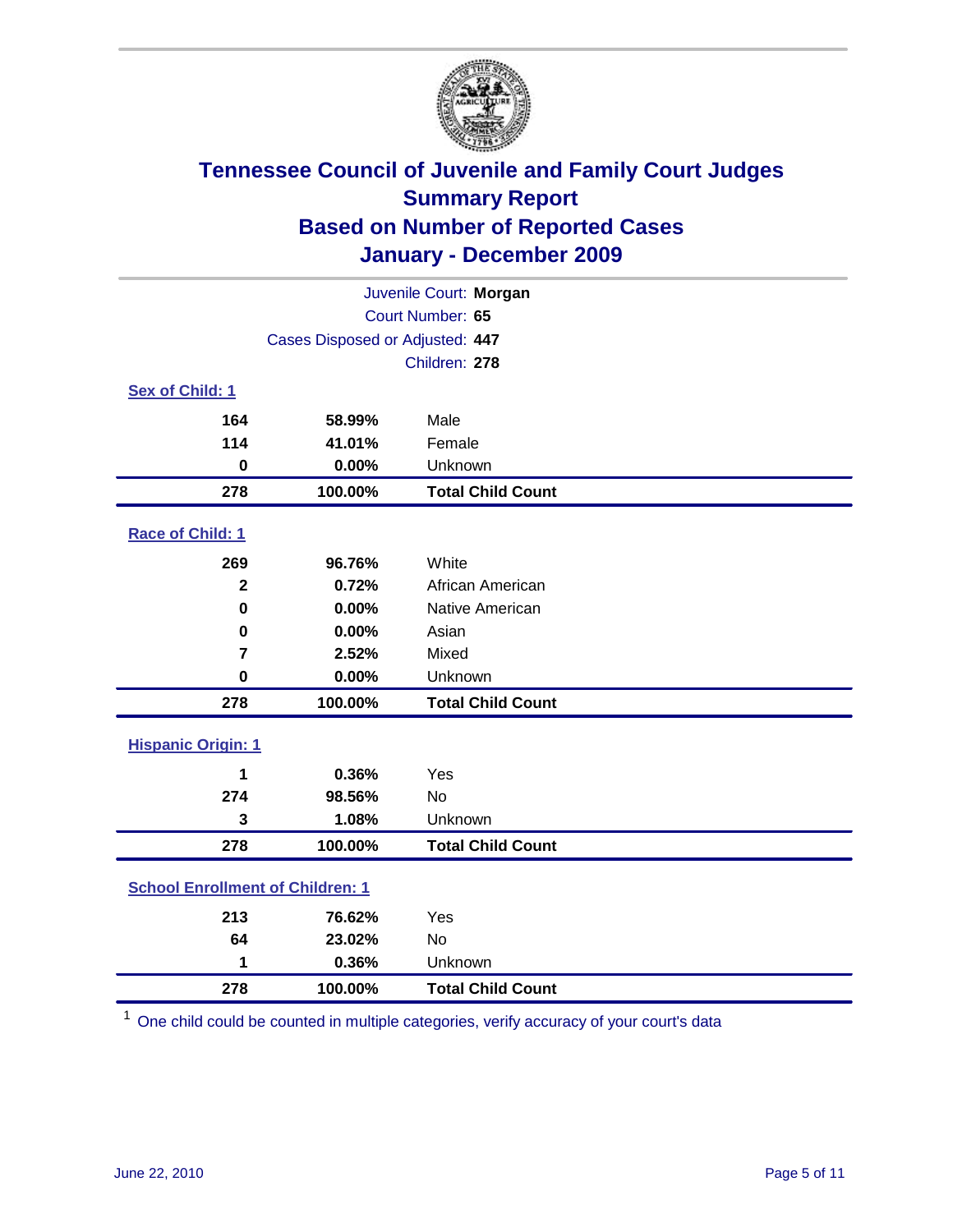# Tennessee Council of Juvenile and Family Court Judges
## Summary Report
## Based on Number of Reported Cases
## January - December 2009

Juvenile Court: **Morgan**
Court Number: **65**
Cases Disposed or Adjusted: **447**
Children: **278**

**Sex of Child: 1**

| | | |
|---|---|---|
| 164 | 58.99% | Male |
| 114 | 41.01% | Female |
| 0 | 0.00% | Unknown |
| **278** | **100.00%** | **Total Child Count** |

**Race of Child: 1**

| | | |
|---|---|---|
| 269 | 96.76% | White |
| 2 | 0.72% | African American |
| 0 | 0.00% | Native American |
| 0 | 0.00% | Asian |
| 7 | 2.52% | Mixed |
| 0 | 0.00% | Unknown |
| **278** | **100.00%** | **Total Child Count** |

**Hispanic Origin: 1**

| | | |
|---|---|---|
| 1 | 0.36% | Yes |
| 274 | 98.56% | No |
| 3 | 1.08% | Unknown |
| **278** | **100.00%** | **Total Child Count** |

**School Enrollment of Children: 1**

| | | |
|---|---|---|
| 213 | 76.62% | Yes |
| 64 | 23.02% | No |
| 1 | 0.36% | Unknown |
| **278** | **100.00%** | **Total Child Count** |

[1] One child could be counted in multiple categories, verify accuracy of your court's data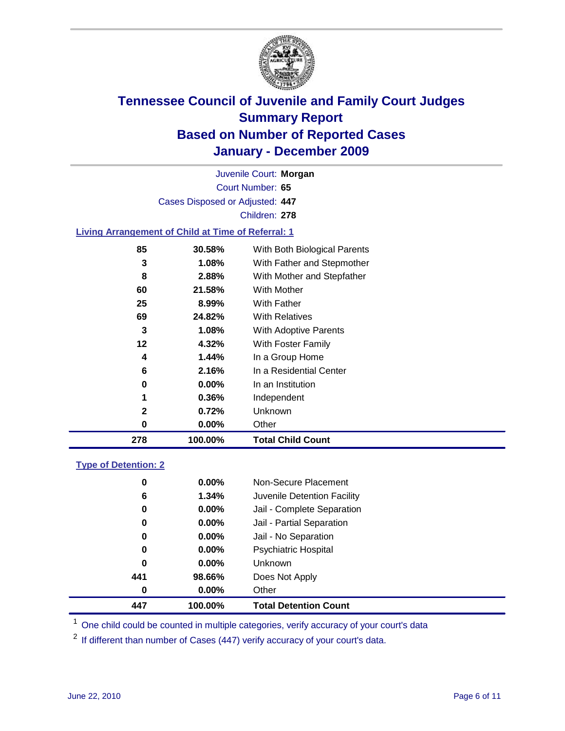# Tennessee Council of Juvenile and Family Court Judges
## Summary Report
## Based on Number of Reported Cases
## January - December 2009

Juvenile Court: **Morgan**

Court Number: **65**

Cases Disposed or Adjusted: **447**

Children: **278**

### Living Arrangement of Child at Time of Referral: 1

| | | |
|---|---|---|
| 85 | 30.58% | With Both Biological Parents |
| 3 | 1.08% | With Father and Stepmother |
| 8 | 2.88% | With Mother and Stepfather |
| 60 | 21.58% | With Mother |
| 25 | 8.99% | With Father |
| 69 | 24.82% | With Relatives |
| 3 | 1.08% | With Adoptive Parents |
| 12 | 4.32% | With Foster Family |
| 4 | 1.44% | In a Group Home |
| 6 | 2.16% | In a Residential Center |
| 0 | 0.00% | In an Institution |
| 1 | 0.36% | Independent |
| 2 | 0.72% | Unknown |
| 0 | 0.00% | Other |
| **278** | **100.00%** | **Total Child Count** |

### Type of Detention: 2

| | | |
|---|---|---|
| 0 | 0.00% | Non-Secure Placement |
| 6 | 1.34% | Juvenile Detention Facility |
| 0 | 0.00% | Jail - Complete Separation |
| 0 | 0.00% | Jail - Partial Separation |
| 0 | 0.00% | Jail - No Separation |
| 0 | 0.00% | Psychiatric Hospital |
| 0 | 0.00% | Unknown |
| 441 | 98.66% | Does Not Apply |
| 0 | 0.00% | Other |
| **447** | **100.00%** | **Total Detention Count** |

[1] One child could be counted in multiple categories, verify accuracy of your court's data

[2] If different than number of Cases (447) verify accuracy of your court's data.

June 22, 2010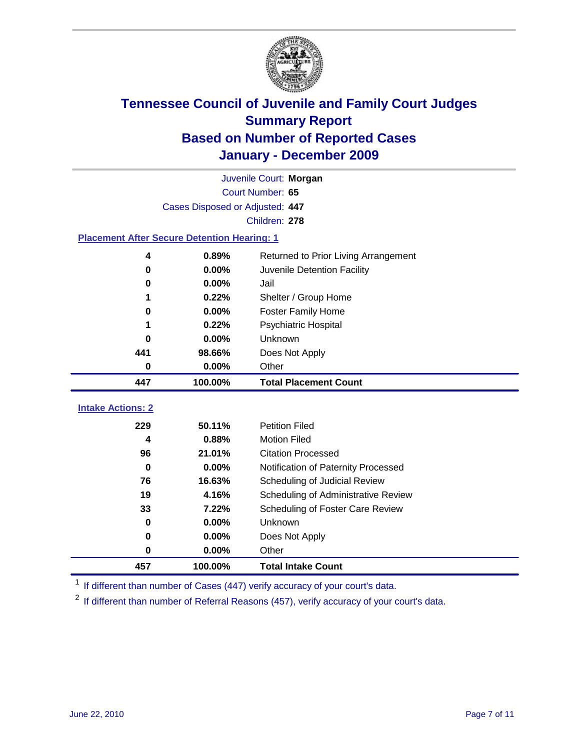# Tennessee Council of Juvenile and Family Court Judges
## Summary Report
## Based on Number of Reported Cases
## January - December 2009

Juvenile Court: **Morgan**

Court Number: **65**

Cases Disposed or Adjusted: **447**

Children: **278**

### Placement After Secure Detention Hearing: 1

| Count | Percent | Placement |
|---|---|---|
| 4 | 0.89% | Returned to Prior Living Arrangement |
| 0 | 0.00% | Juvenile Detention Facility |
| 0 | 0.00% | Jail |
| 1 | 0.22% | Shelter / Group Home |
| 0 | 0.00% | Foster Family Home |
| 1 | 0.22% | Psychiatric Hospital |
| 0 | 0.00% | Unknown |
| 441 | 98.66% | Does Not Apply |
| 0 | 0.00% | Other |
| **447** | **100.00%** | **Total Placement Count** |

### Intake Actions: 2

| Count | Percent | Intake Action |
|---|---|---|
| 229 | 50.11% | Petition Filed |
| 4 | 0.88% | Motion Filed |
| 96 | 21.01% | Citation Processed |
| 0 | 0.00% | Notification of Paternity Processed |
| 76 | 16.63% | Scheduling of Judicial Review |
| 19 | 4.16% | Scheduling of Administrative Review |
| 33 | 7.22% | Scheduling of Foster Care Review |
| 0 | 0.00% | Unknown |
| 0 | 0.00% | Does Not Apply |
| 0 | 0.00% | Other |
| **457** | **100.00%** | **Total Intake Count** |

[1] If different than number of Cases (447) verify accuracy of your court's data.

[2] If different than number of Referral Reasons (457), verify accuracy of your court's data.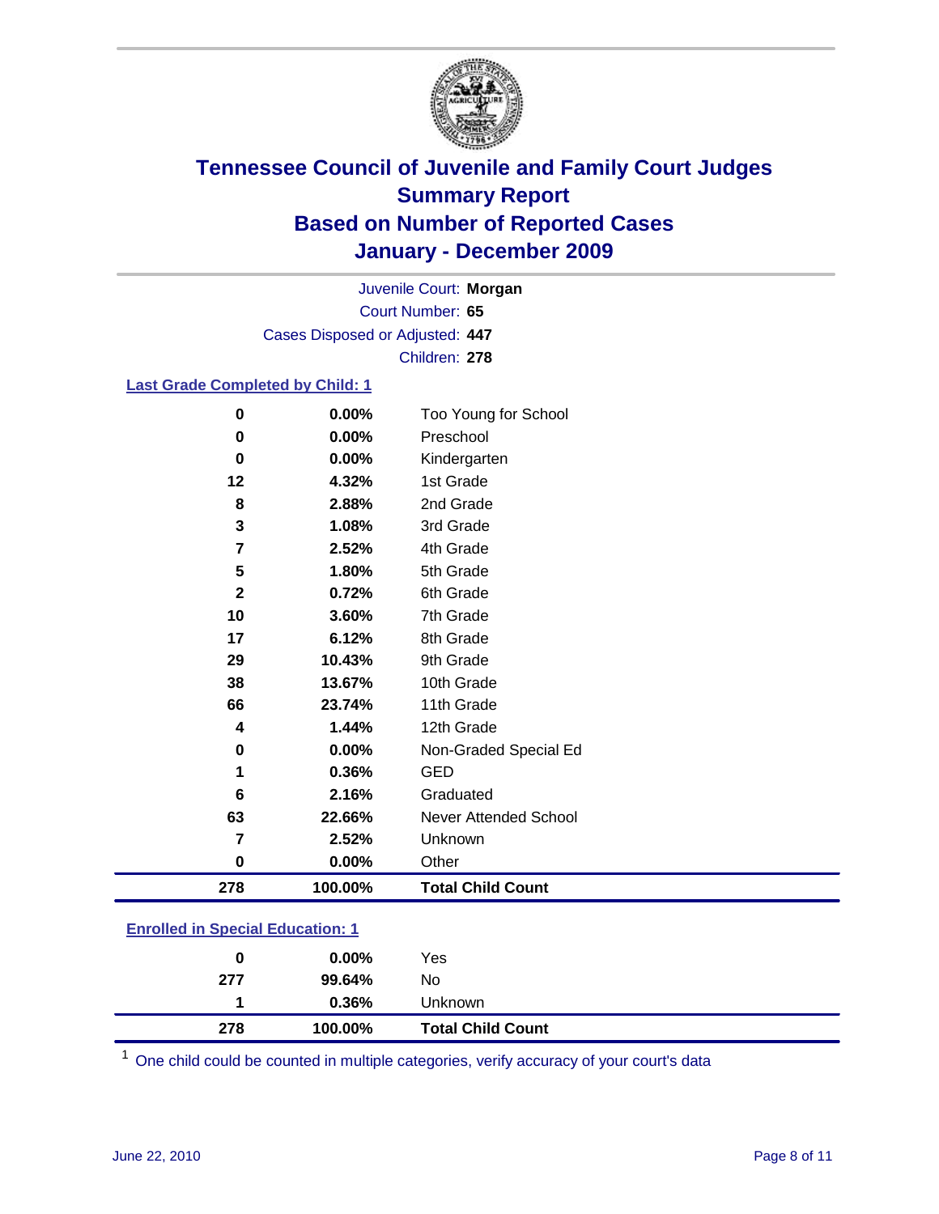# Tennessee Council of Juvenile and Family Court Judges
## Summary Report
## Based on Number of Reported Cases
## January - December 2009

Juvenile Court: **Morgan**
Court Number: **65**
Cases Disposed or Adjusted: **447**
Children: **278**

### Last Grade Completed by Child: 1

| Count | Percent | Category |
|---|---|---|
| 0 | 0.00% | Too Young for School |
| 0 | 0.00% | Preschool |
| 0 | 0.00% | Kindergarten |
| 12 | 4.32% | 1st Grade |
| 8 | 2.88% | 2nd Grade |
| 3 | 1.08% | 3rd Grade |
| 7 | 2.52% | 4th Grade |
| 5 | 1.80% | 5th Grade |
| 2 | 0.72% | 6th Grade |
| 10 | 3.60% | 7th Grade |
| 17 | 6.12% | 8th Grade |
| 29 | 10.43% | 9th Grade |
| 38 | 13.67% | 10th Grade |
| 66 | 23.74% | 11th Grade |
| 4 | 1.44% | 12th Grade |
| 0 | 0.00% | Non-Graded Special Ed |
| 1 | 0.36% | GED |
| 6 | 2.16% | Graduated |
| 63 | 22.66% | Never Attended School |
| 7 | 2.52% | Unknown |
| 0 | 0.00% | Other |
| **278** | **100.00%** | **Total Child Count** |

### Enrolled in Special Education: 1

| Count | Percent | Category |
|---|---|---|
| 0 | 0.00% | Yes |
| 277 | 99.64% | No |
| 1 | 0.36% | Unknown |
| **278** | **100.00%** | **Total Child Count** |

[1] One child could be counted in multiple categories, verify accuracy of your court's data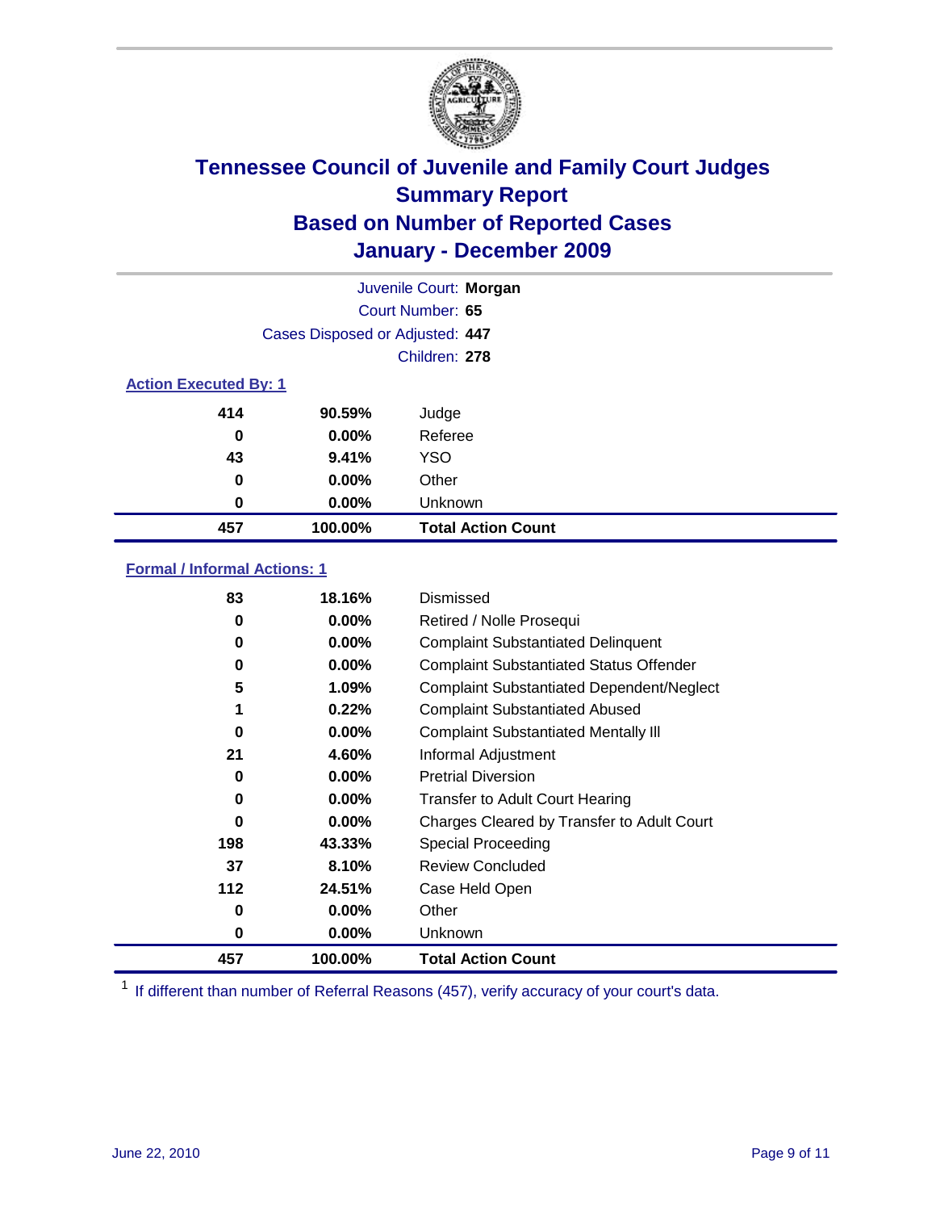# Tennessee Council of Juvenile and Family Court Judges
## Summary Report
## Based on Number of Reported Cases
## January - December 2009

Juvenile Court: **Morgan**

Court Number: **65**

Cases Disposed or Adjusted: **447**

Children: **278**

### Action Executed By: 1

| | | |
|---|---|---|
| 414 | 90.59% | Judge |
| 0 | 0.00% | Referee |
| 43 | 9.41% | YSO |
| 0 | 0.00% | Other |
| 0 | 0.00% | Unknown |
| **457** | **100.00%** | **Total Action Count** |

### Formal / Informal Actions: 1

| | | |
|---|---|---|
| 83 | 18.16% | Dismissed |
| 0 | 0.00% | Retired / Nolle Prosequi |
| 0 | 0.00% | Complaint Substantiated Delinquent |
| 0 | 0.00% | Complaint Substantiated Status Offender |
| 5 | 1.09% | Complaint Substantiated Dependent/Neglect |
| 1 | 0.22% | Complaint Substantiated Abused |
| 0 | 0.00% | Complaint Substantiated Mentally Ill |
| 21 | 4.60% | Informal Adjustment |
| 0 | 0.00% | Pretrial Diversion |
| 0 | 0.00% | Transfer to Adult Court Hearing |
| 0 | 0.00% | Charges Cleared by Transfer to Adult Court |
| 198 | 43.33% | Special Proceeding |
| 37 | 8.10% | Review Concluded |
| 112 | 24.51% | Case Held Open |
| 0 | 0.00% | Other |
| 0 | 0.00% | Unknown |
| **457** | **100.00%** | **Total Action Count** |

[1] If different than number of Referral Reasons (457), verify accuracy of your court's data.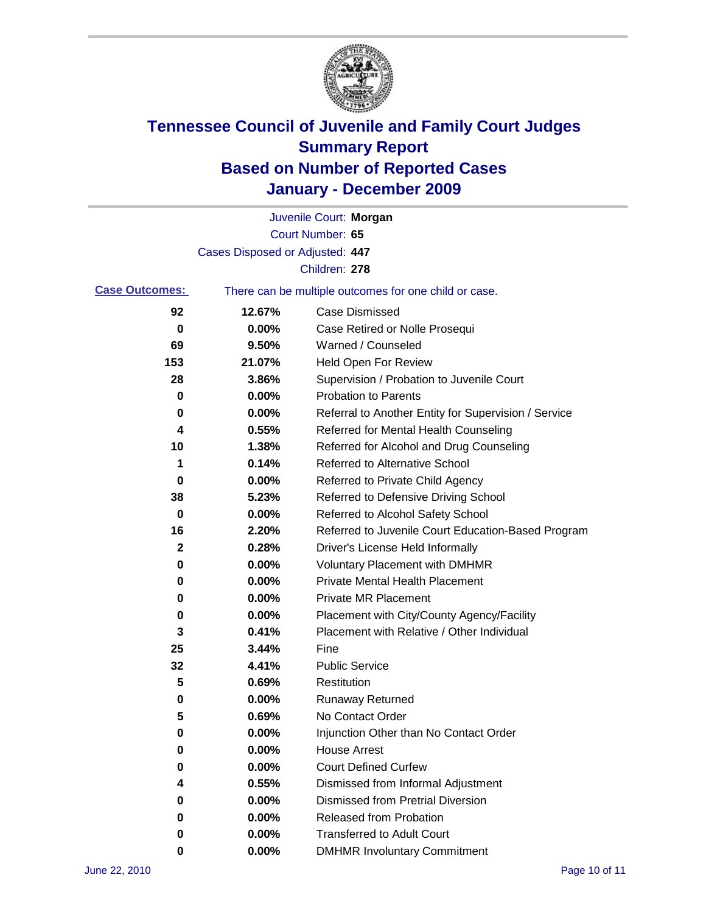# Tennessee Council of Juvenile and Family Court Judges
## Summary Report
## Based on Number of Reported Cases
## January - December 2009

Juvenile Court: **Morgan**

Court Number: **65**

Cases Disposed or Adjusted: **447**

Children: **278**

**Case Outcomes:** There can be multiple outcomes for one child or case.

| Count | Percent | Outcome |
|---|---|---|
| 92 | 12.67% | Case Dismissed |
| 0 | 0.00% | Case Retired or Nolle Prosequi |
| 69 | 9.50% | Warned / Counseled |
| 153 | 21.07% | Held Open For Review |
| 28 | 3.86% | Supervision / Probation to Juvenile Court |
| 0 | 0.00% | Probation to Parents |
| 0 | 0.00% | Referral to Another Entity for Supervision / Service |
| 4 | 0.55% | Referred for Mental Health Counseling |
| 10 | 1.38% | Referred for Alcohol and Drug Counseling |
| 1 | 0.14% | Referred to Alternative School |
| 0 | 0.00% | Referred to Private Child Agency |
| 38 | 5.23% | Referred to Defensive Driving School |
| 0 | 0.00% | Referred to Alcohol Safety School |
| 16 | 2.20% | Referred to Juvenile Court Education-Based Program |
| 2 | 0.28% | Driver's License Held Informally |
| 0 | 0.00% | Voluntary Placement with DMHMR |
| 0 | 0.00% | Private Mental Health Placement |
| 0 | 0.00% | Private MR Placement |
| 0 | 0.00% | Placement with City/County Agency/Facility |
| 3 | 0.41% | Placement with Relative / Other Individual |
| 25 | 3.44% | Fine |
| 32 | 4.41% | Public Service |
| 5 | 0.69% | Restitution |
| 0 | 0.00% | Runaway Returned |
| 5 | 0.69% | No Contact Order |
| 0 | 0.00% | Injunction Other than No Contact Order |
| 0 | 0.00% | House Arrest |
| 0 | 0.00% | Court Defined Curfew |
| 4 | 0.55% | Dismissed from Informal Adjustment |
| 0 | 0.00% | Dismissed from Pretrial Diversion |
| 0 | 0.00% | Released from Probation |
| 0 | 0.00% | Transferred to Adult Court |
| 0 | 0.00% | DMHMR Involuntary Commitment |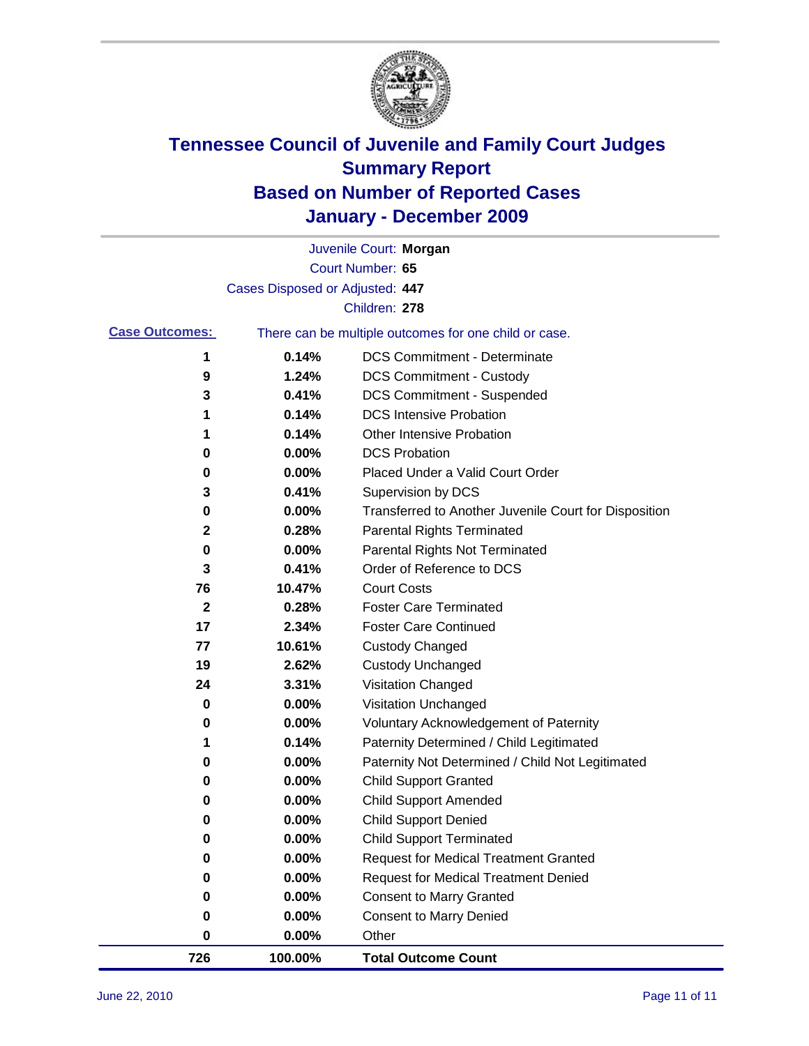# Tennessee Council of Juvenile and Family Court Judges
## Summary Report
## Based on Number of Reported Cases
## January - December 2009

Juvenile Court: **Morgan**

Court Number: **65**

Cases Disposed or Adjusted: **447**

Children: **278**

**Case Outcomes:** There can be multiple outcomes for one child or case.

| | | |
|---|---|---|
| 1 | 0.14% | DCS Commitment - Determinate |
| 9 | 1.24% | DCS Commitment - Custody |
| 3 | 0.41% | DCS Commitment - Suspended |
| 1 | 0.14% | DCS Intensive Probation |
| 1 | 0.14% | Other Intensive Probation |
| 0 | 0.00% | DCS Probation |
| 0 | 0.00% | Placed Under a Valid Court Order |
| 3 | 0.41% | Supervision by DCS |
| 0 | 0.00% | Transferred to Another Juvenile Court for Disposition |
| 2 | 0.28% | Parental Rights Terminated |
| 0 | 0.00% | Parental Rights Not Terminated |
| 3 | 0.41% | Order of Reference to DCS |
| 76 | 10.47% | Court Costs |
| 2 | 0.28% | Foster Care Terminated |
| 17 | 2.34% | Foster Care Continued |
| 77 | 10.61% | Custody Changed |
| 19 | 2.62% | Custody Unchanged |
| 24 | 3.31% | Visitation Changed |
| 0 | 0.00% | Visitation Unchanged |
| 0 | 0.00% | Voluntary Acknowledgement of Paternity |
| 1 | 0.14% | Paternity Determined / Child Legitimated |
| 0 | 0.00% | Paternity Not Determined / Child Not Legitimated |
| 0 | 0.00% | Child Support Granted |
| 0 | 0.00% | Child Support Amended |
| 0 | 0.00% | Child Support Denied |
| 0 | 0.00% | Child Support Terminated |
| 0 | 0.00% | Request for Medical Treatment Granted |
| 0 | 0.00% | Request for Medical Treatment Denied |
| 0 | 0.00% | Consent to Marry Granted |
| 0 | 0.00% | Consent to Marry Denied |
| 0 | 0.00% | Other |
| **726** | **100.00%** | **Total Outcome Count** |